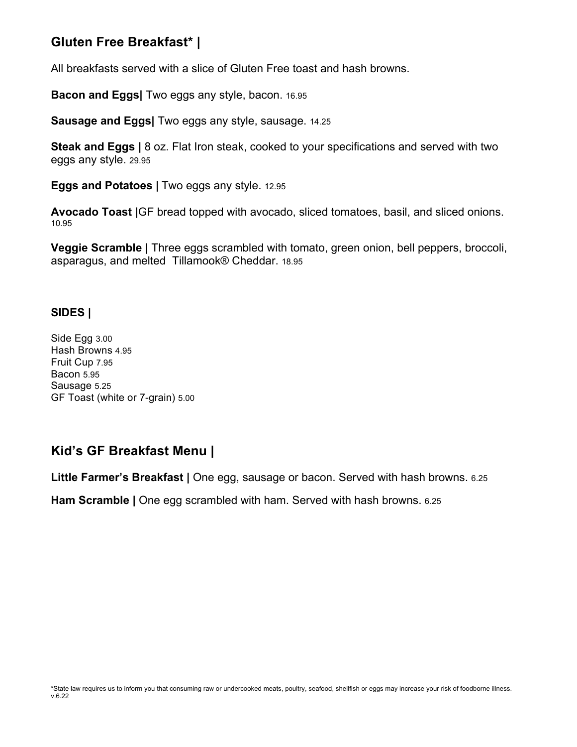## Gluten Free Breakfast* |

All breakfasts served with a slice of Gluten Free toast and hash browns.

**Bacon and Eggs|** Two eggs any style, bacon. 16.95

**Sausage and Eggs|** Two eggs any style, sausage. 14.25

**Steak and Eggs |** 8 oz. Flat Iron steak, cooked to your specifications and served with two eggs any style. 29.95

**Eggs and Potatoes |** Two eggs any style. 12.95

**Avocado Toast |**GF bread topped with avocado, sliced tomatoes, basil, and sliced onions. 10.95

**Veggie Scramble |** Three eggs scrambled with tomato, green onion, bell peppers, broccoli, asparagus, and melted Tillamook® Cheddar. 18.95

### SIDES |

Side Egg 3.00
Hash Browns 4.95
Fruit Cup 7.95
Bacon 5.95
Sausage 5.25
GF Toast (white or 7-grain) 5.00

## Kid's GF Breakfast Menu |

**Little Farmer's Breakfast |** One egg, sausage or bacon. Served with hash browns. 6.25

**Ham Scramble |** One egg scrambled with ham. Served with hash browns. 6.25

*State law requires us to inform you that consuming raw or undercooked meats, poultry, seafood, shellfish or eggs may increase your risk of foodborne illness.
v.6.22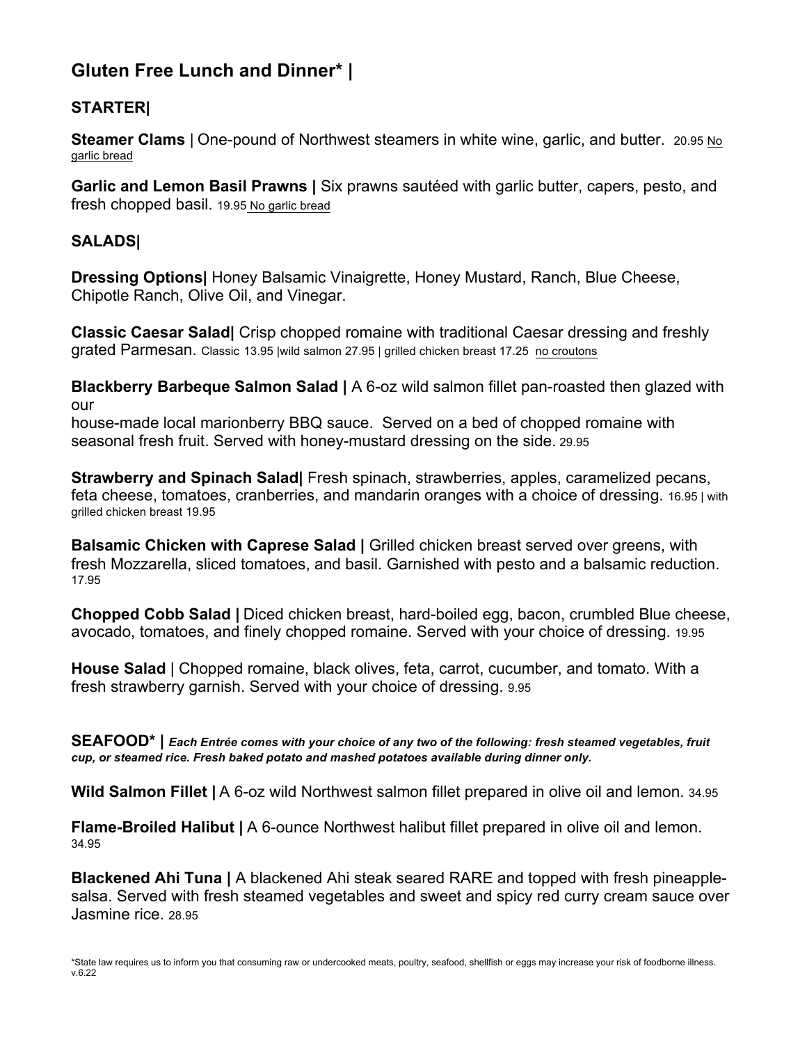## Gluten Free Lunch and Dinner* |

### STARTER|

**Steamer Clams** | One-pound of Northwest steamers in white wine, garlic, and butter. 20.95 No garlic bread

**Garlic and Lemon Basil Prawns |** Six prawns sautéed with garlic butter, capers, pesto, and fresh chopped basil. 19.95 No garlic bread

### SALADS|

**Dressing Options|** Honey Balsamic Vinaigrette, Honey Mustard, Ranch, Blue Cheese, Chipotle Ranch, Olive Oil, and Vinegar.

**Classic Caesar Salad|** Crisp chopped romaine with traditional Caesar dressing and freshly grated Parmesan. Classic 13.95 |wild salmon 27.95 | grilled chicken breast 17.25 no croutons

**Blackberry Barbeque Salmon Salad |** A 6-oz wild salmon fillet pan-roasted then glazed with our
house-made local marionberry BBQ sauce. Served on a bed of chopped romaine with seasonal fresh fruit. Served with honey-mustard dressing on the side. 29.95

**Strawberry and Spinach Salad|** Fresh spinach, strawberries, apples, caramelized pecans, feta cheese, tomatoes, cranberries, and mandarin oranges with a choice of dressing. 16.95 | with grilled chicken breast 19.95

**Balsamic Chicken with Caprese Salad |** Grilled chicken breast served over greens, with fresh Mozzarella, sliced tomatoes, and basil. Garnished with pesto and a balsamic reduction. 17.95

**Chopped Cobb Salad |** Diced chicken breast, hard-boiled egg, bacon, crumbled Blue cheese, avocado, tomatoes, and finely chopped romaine. Served with your choice of dressing. 19.95

**House Salad** | Chopped romaine, black olives, feta, carrot, cucumber, and tomato. With a fresh strawberry garnish. Served with your choice of dressing. 9.95

### SEAFOOD* | *Each Entrée comes with your choice of any two of the following: fresh steamed vegetables, fruit cup, or steamed rice. Fresh baked potato and mashed potatoes available during dinner only.*

**Wild Salmon Fillet |** A 6-oz wild Northwest salmon fillet prepared in olive oil and lemon. 34.95

**Flame-Broiled Halibut |** A 6-ounce Northwest halibut fillet prepared in olive oil and lemon. 34.95

**Blackened Ahi Tuna |** A blackened Ahi steak seared RARE and topped with fresh pineapple-salsa. Served with fresh steamed vegetables and sweet and spicy red curry cream sauce over Jasmine rice. 28.95

*State law requires us to inform you that consuming raw or undercooked meats, poultry, seafood, shellfish or eggs may increase your risk of foodborne illness.
v.6.22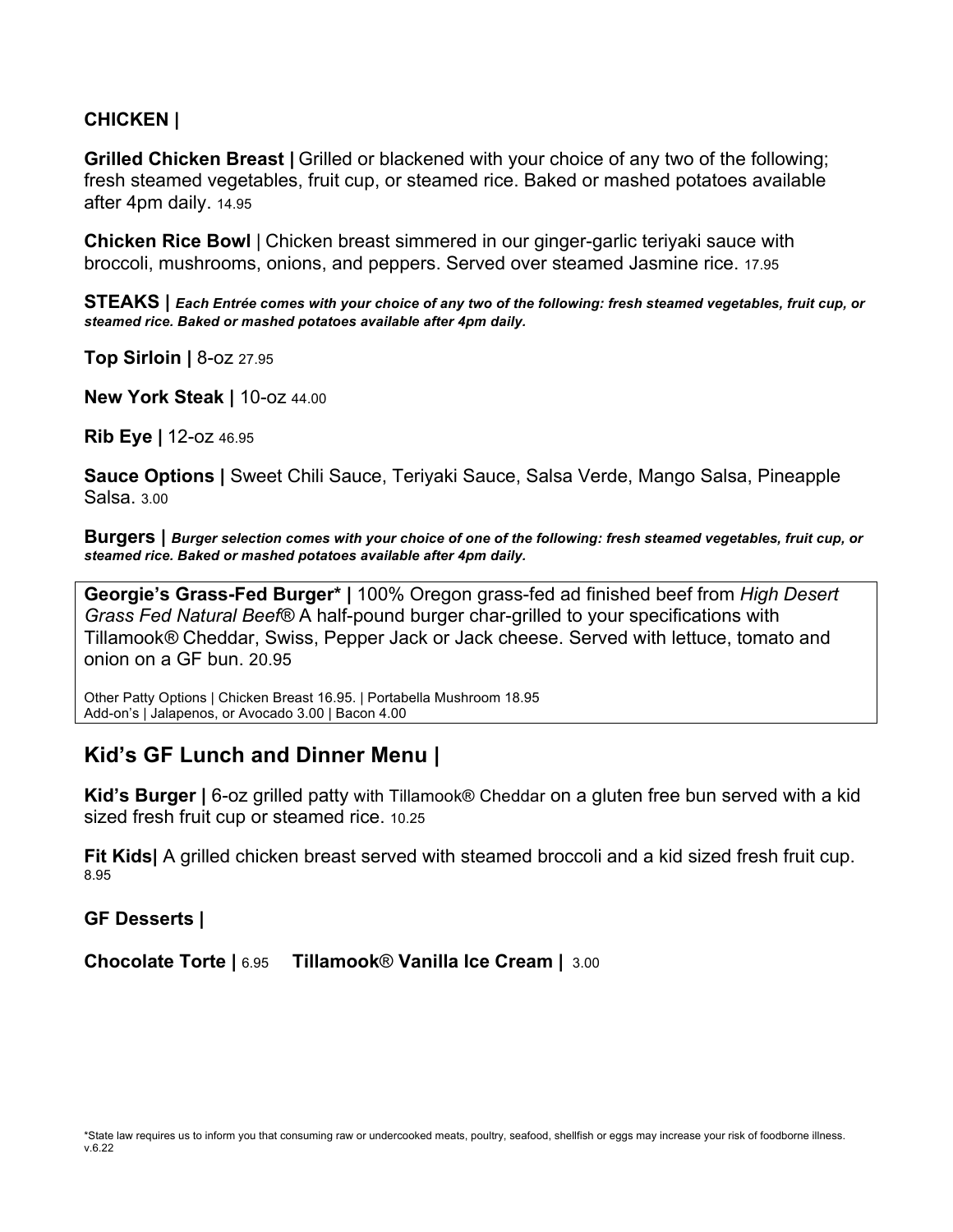**CHICKEN |**

**Grilled Chicken Breast |** Grilled or blackened with your choice of any two of the following; fresh steamed vegetables, fruit cup, or steamed rice. Baked or mashed potatoes available after 4pm daily. 14.95

**Chicken Rice Bowl** | Chicken breast simmered in our ginger-garlic teriyaki sauce with broccoli, mushrooms, onions, and peppers. Served over steamed Jasmine rice. 17.95

**STEAKS |** ***Each Entrée comes with your choice of any two of the following: fresh steamed vegetables, fruit cup, or steamed rice. Baked or mashed potatoes available after 4pm daily.***

**Top Sirloin |** 8-oz 27.95

**New York Steak |** 10-oz 44.00

**Rib Eye |** 12-oz 46.95

**Sauce Options |** Sweet Chili Sauce, Teriyaki Sauce, Salsa Verde, Mango Salsa, Pineapple Salsa. 3.00

**Burgers |** ***Burger selection comes with your choice of one of the following: fresh steamed vegetables, fruit cup, or steamed rice. Baked or mashed potatoes available after 4pm daily.***

**Georgie's Grass-Fed Burger* |** 100% Oregon grass-fed ad finished beef from *High Desert Grass Fed Natural Beef*® A half-pound burger char-grilled to your specifications with Tillamook® Cheddar, Swiss, Pepper Jack or Jack cheese. Served with lettuce, tomato and onion on a GF bun. 20.95

Other Patty Options | Chicken Breast 16.95. | Portabella Mushroom 18.95
Add-on's | Jalapenos, or Avocado 3.00 | Bacon 4.00

## Kid's GF Lunch and Dinner Menu |

**Kid's Burger |** 6-oz grilled patty with Tillamook® Cheddar on a gluten free bun served with a kid sized fresh fruit cup or steamed rice. 10.25

**Fit Kids|** A grilled chicken breast served with steamed broccoli and a kid sized fresh fruit cup. 8.95

**GF Desserts |**

**Chocolate Torte |** 6.95 **Tillamook® Vanilla Ice Cream |** 3.00

*State law requires us to inform you that consuming raw or undercooked meats, poultry, seafood, shellfish or eggs may increase your risk of foodborne illness.
v.6.22